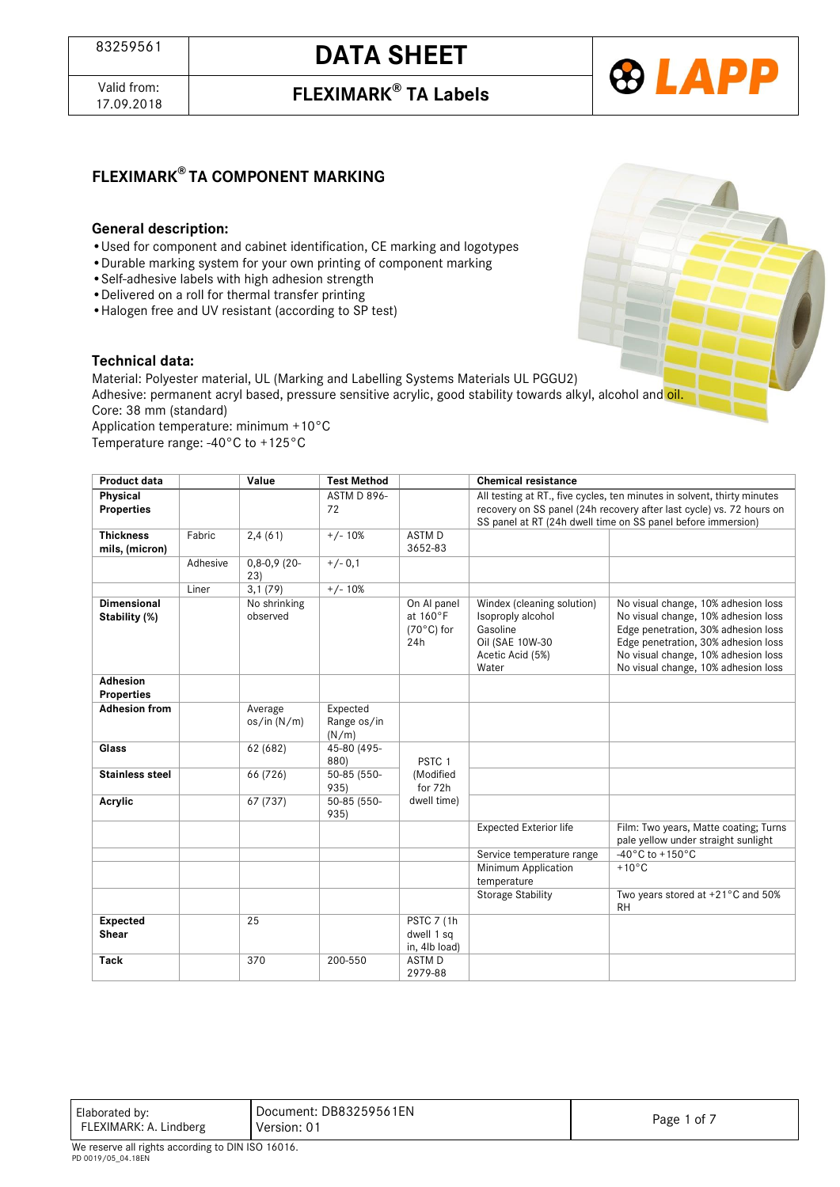# DATA SHEET

## FLEXIMARK® TA Labels

83259561

Valid from: 17.09.2018

## FLEXIMARK® TA COMPONENT MARKING

### General description:

- Used for component and cabinet identification, CE marking and logotypes
- Durable marking system for your own printing of component marking
- Self-adhesive labels with high adhesion strength
- Delivered on a roll for thermal transfer printing
- Halogen free and UV resistant (according to SP test)

### Technical data:

Material: Polyester material, UL (Marking and Labelling Systems Materials UL PGGU2)
Adhesive: permanent acryl based, pressure sensitive acrylic, good stability towards alkyl, alcohol and oil.
Core: 38 mm (standard)
Application temperature: minimum +10°C
Temperature range: -40°C to +125°C

| Product data | | Value | Test Method | | Chemical resistance | |
|---|---|---|---|---|---|---|
| **Physical Properties** | | | ASTM D 896-72 | | All testing at RT., five cycles, ten minutes in solvent, thirty minutes recovery on SS panel (24h recovery after last cycle) vs. 72 hours on SS panel at RT (24h dwell time on SS panel before immersion) | |
| **Thickness mils, (micron)** | Fabric | 2,4 (61) | +/- 10% | ASTM D 3652-83 | | |
| | Adhesive | 0,8-0,9 (20-23) | +/- 0,1 | | | |
| | Liner | 3,1 (79) | +/- 10% | | | |
| **Dimensional Stability (%)** | | No shrinking observed | | On Al panel at 160°F (70°C) for 24h | Windex (cleaning solution)<br>Isopropyl alcohol<br>Gasoline<br>Oil (SAE 10W-30<br>Acetic Acid (5%)<br>Water | No visual change, 10% adhesion loss<br>No visual change, 10% adhesion loss<br>Edge penetration, 30% adhesion loss<br>Edge penetration, 30% adhesion loss<br>No visual change, 10% adhesion loss<br>No visual change, 10% adhesion loss |
| **Adhesion Properties** | | | | | | |
| **Adhesion from** | | Average os/in (N/m) | Expected Range os/in (N/m) | | | |
| **Glass** | | 62 (682) | 45-80 (495-880) | PSTC 1 (Modified for 72h dwell time) | | |
| **Stainless steel** | | 66 (726) | 50-85 (550-935) | | | |
| **Acrylic** | | 67 (737) | 50-85 (550-935) | | | |
| | | | | | Expected Exterior life | Film: Two years, Matte coating; Turns pale yellow under straight sunlight |
| | | | | | Service temperature range | -40°C to +150°C |
| | | | | | Minimum Application temperature | +10°C |
| | | | | | Storage Stability | Two years stored at +21°C and 50% RH |
| **Expected Shear** | | 25 | | PSTC 7 (1h dwell 1 sq in, 4lb load) | | |
| **Tack** | | 370 | 200-550 | ASTM D 2979-88 | | |

| Elaborated by: FLEXIMARK: A. Lindberg | Document: DB83259561EN<br>Version: 01 |
|---|---|

We reserve all rights according to DIN ISO 16016.
PD 0019/05_04.18EN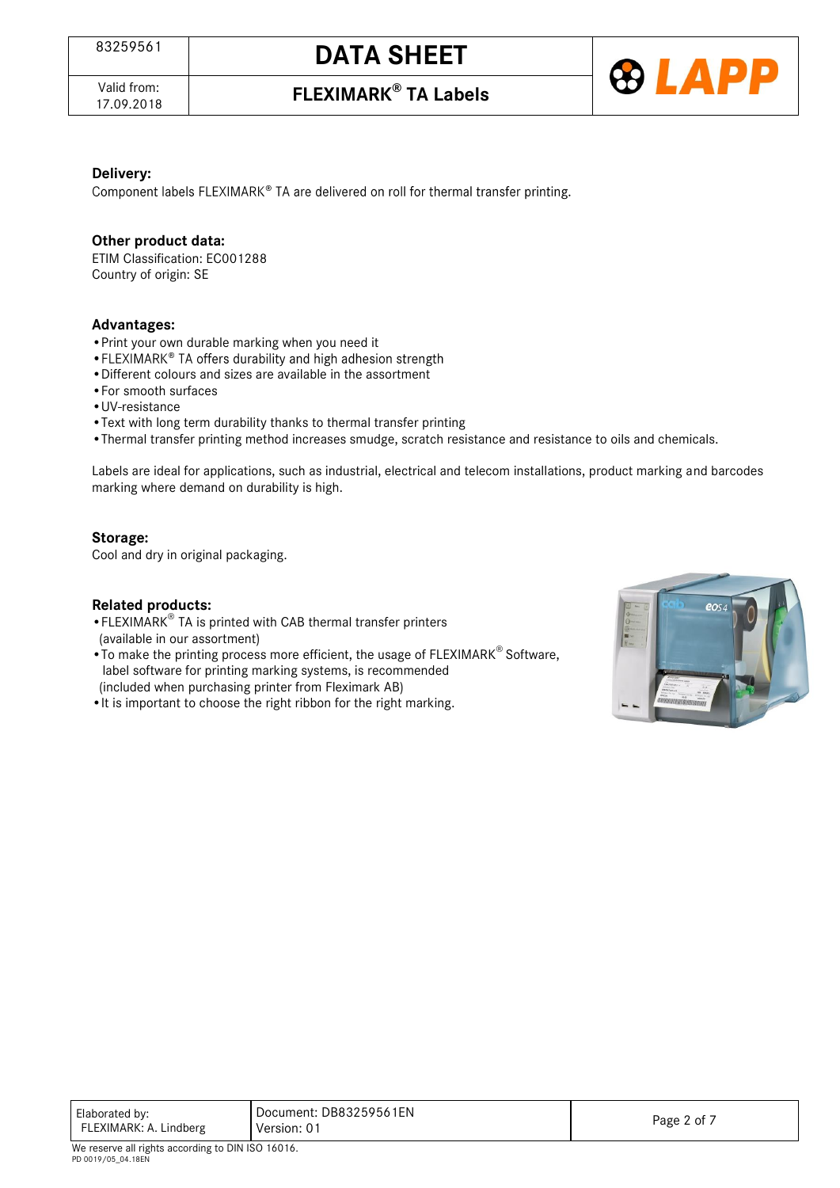**Delivery:**

Component labels FLEXIMARK® TA are delivered on roll for thermal transfer printing.

**Other product data:**

ETIM Classification: EC001288
Country of origin: SE

**Advantages:**

- Print your own durable marking when you need it
- FLEXIMARK® TA offers durability and high adhesion strength
- Different colours and sizes are available in the assortment
- For smooth surfaces
- UV-resistance
- Text with long term durability thanks to thermal transfer printing
- Thermal transfer printing method increases smudge, scratch resistance and resistance to oils and chemicals.

Labels are ideal for applications, such as industrial, electrical and telecom installations, product marking and barcodes marking where demand on durability is high.

**Storage:**

Cool and dry in original packaging.

**Related products:**

- FLEXIMARK® TA is printed with CAB thermal transfer printers (available in our assortment)
- To make the printing process more efficient, the usage of FLEXIMARK® Software, label software for printing marking systems, is recommended (included when purchasing printer from Fleximark AB)
- It is important to choose the right ribbon for the right marking.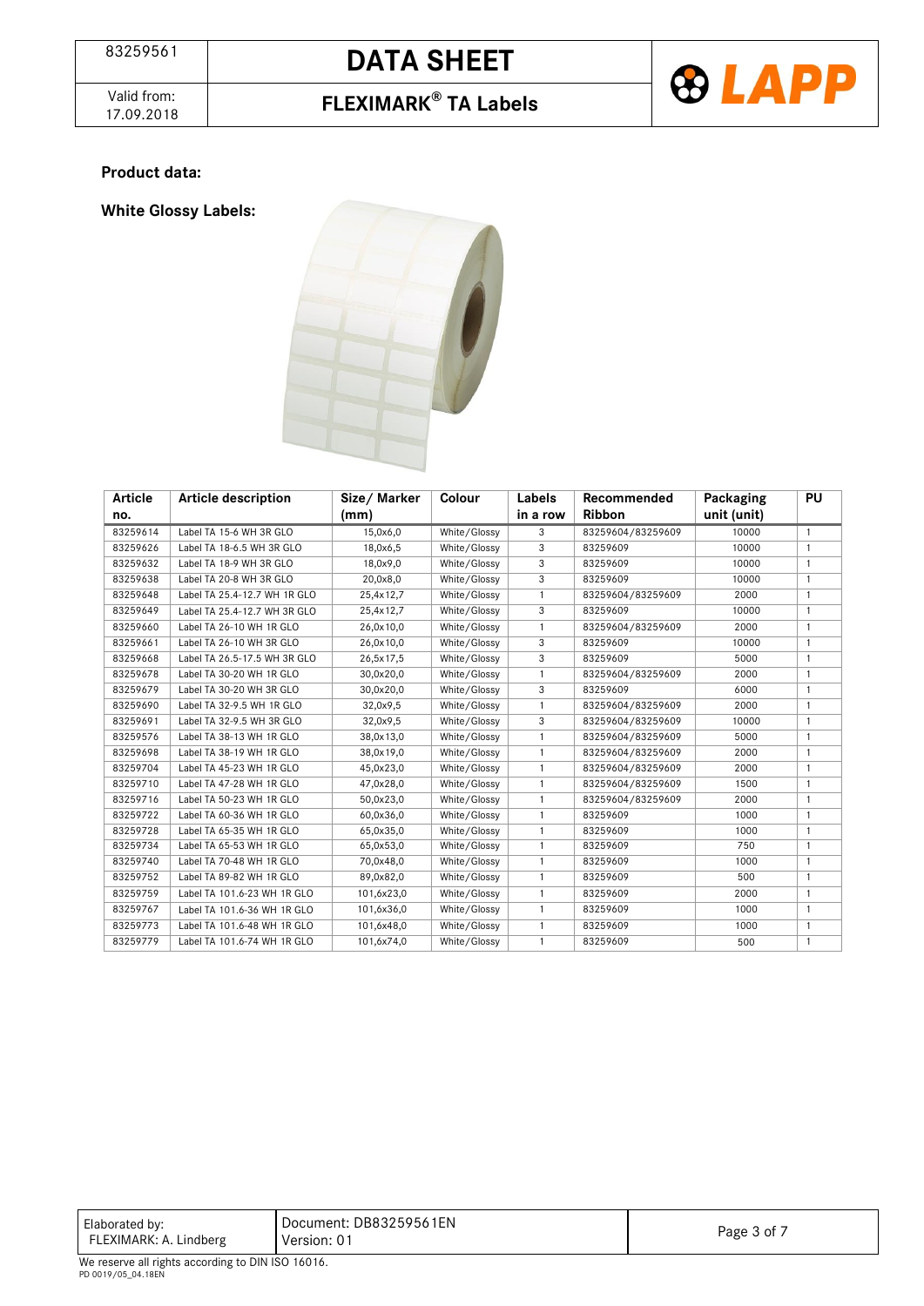**Product data:**

**White Glossy Labels:**

| Article no. | Article description | Size/ Marker (mm) | Colour | Labels in a row | Recommended Ribbon | Packaging unit (unit) | PU |
|---|---|---|---|---|---|---|---|
| 83259614 | Label TA 15-6 WH 3R GLO | 15,0x6,0 | White/Glossy | 3 | 83259604/83259609 | 10000 | 1 |
| 83259626 | Label TA 18-6.5 WH 3R GLO | 18,0x6,5 | White/Glossy | 3 | 83259609 | 10000 | 1 |
| 83259632 | Label TA 18-9 WH 3R GLO | 18,0x9,0 | White/Glossy | 3 | 83259609 | 10000 | 1 |
| 83259638 | Label TA 20-8 WH 3R GLO | 20,0x8,0 | White/Glossy | 3 | 83259609 | 10000 | 1 |
| 83259648 | Label TA 25.4-12.7 WH 1R GLO | 25,4x12,7 | White/Glossy | 1 | 83259604/83259609 | 2000 | 1 |
| 83259649 | Label TA 25.4-12.7 WH 3R GLO | 25,4x12,7 | White/Glossy | 3 | 83259609 | 10000 | 1 |
| 83259660 | Label TA 26-10 WH 1R GLO | 26,0x10,0 | White/Glossy | 1 | 83259604/83259609 | 2000 | 1 |
| 83259661 | Label TA 26-10 WH 3R GLO | 26,0x10,0 | White/Glossy | 3 | 83259609 | 10000 | 1 |
| 83259668 | Label TA 26.5-17.5 WH 3R GLO | 26,5x17,5 | White/Glossy | 3 | 83259609 | 5000 | 1 |
| 83259678 | Label TA 30-20 WH 1R GLO | 30,0x20,0 | White/Glossy | 1 | 83259604/83259609 | 2000 | 1 |
| 83259679 | Label TA 30-20 WH 3R GLO | 30,0x20,0 | White/Glossy | 3 | 83259609 | 6000 | 1 |
| 83259690 | Label TA 32-9.5 WH 1R GLO | 32,0x9,5 | White/Glossy | 1 | 83259604/83259609 | 2000 | 1 |
| 83259691 | Label TA 32-9.5 WH 3R GLO | 32,0x9,5 | White/Glossy | 3 | 83259604/83259609 | 10000 | 1 |
| 83259576 | Label TA 38-13 WH 1R GLO | 38,0x13,0 | White/Glossy | 1 | 83259604/83259609 | 5000 | 1 |
| 83259698 | Label TA 38-19 WH 1R GLO | 38,0x19,0 | White/Glossy | 1 | 83259604/83259609 | 2000 | 1 |
| 83259704 | Label TA 45-23 WH 1R GLO | 45,0x23,0 | White/Glossy | 1 | 83259604/83259609 | 2000 | 1 |
| 83259710 | Label TA 47-28 WH 1R GLO | 47,0x28,0 | White/Glossy | 1 | 83259604/83259609 | 1500 | 1 |
| 83259716 | Label TA 50-23 WH 1R GLO | 50,0x23,0 | White/Glossy | 1 | 83259604/83259609 | 2000 | 1 |
| 83259722 | Label TA 60-36 WH 1R GLO | 60,0x36,0 | White/Glossy | 1 | 83259609 | 1000 | 1 |
| 83259728 | Label TA 65-35 WH 1R GLO | 65,0x35,0 | White/Glossy | 1 | 83259609 | 1000 | 1 |
| 83259734 | Label TA 65-53 WH 1R GLO | 65,0x53,0 | White/Glossy | 1 | 83259609 | 750 | 1 |
| 83259740 | Label TA 70-48 WH 1R GLO | 70,0x48,0 | White/Glossy | 1 | 83259609 | 1000 | 1 |
| 83259752 | Label TA 89-82 WH 1R GLO | 89,0x82,0 | White/Glossy | 1 | 83259609 | 500 | 1 |
| 83259759 | Label TA 101.6-23 WH 1R GLO | 101,6x23,0 | White/Glossy | 1 | 83259609 | 2000 | 1 |
| 83259767 | Label TA 101.6-36 WH 1R GLO | 101,6x36,0 | White/Glossy | 1 | 83259609 | 1000 | 1 |
| 83259773 | Label TA 101.6-48 WH 1R GLO | 101,6x48,0 | White/Glossy | 1 | 83259609 | 1000 | 1 |
| 83259779 | Label TA 101.6-74 WH 1R GLO | 101,6x74,0 | White/Glossy | 1 | 83259609 | 500 | 1 |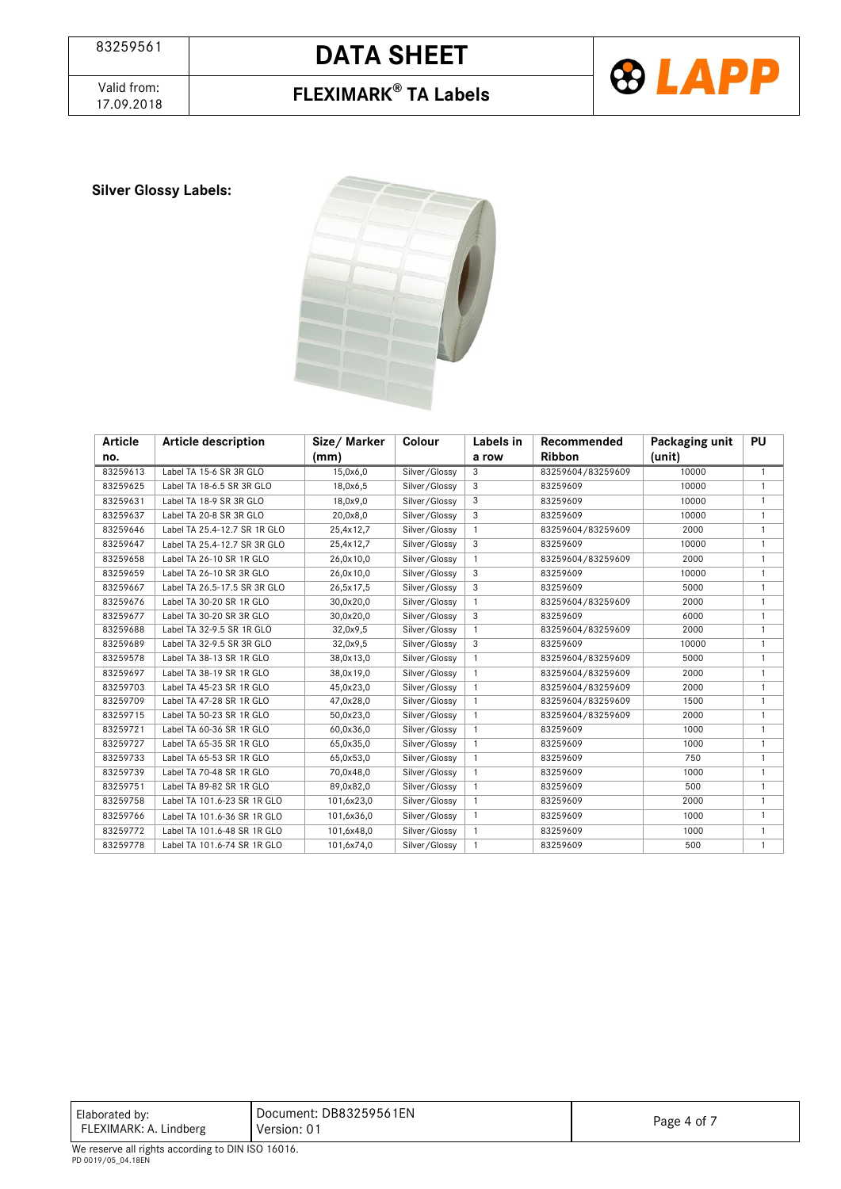**Silver Glossy Labels:**

| Article no. | Article description | Size/ Marker (mm) | Colour | Labels in a row | Recommended Ribbon | Packaging unit (unit) | PU |
|---|---|---|---|---|---|---|---|
| 83259613 | Label TA 15-6 SR 3R GLO | 15,0x6,0 | Silver/Glossy | 3 | 83259604/83259609 | 10000 | 1 |
| 83259625 | Label TA 18-6.5 SR 3R GLO | 18,0x6,5 | Silver/Glossy | 3 | 83259609 | 10000 | 1 |
| 83259631 | Label TA 18-9 SR 3R GLO | 18,0x9,0 | Silver/Glossy | 3 | 83259609 | 10000 | 1 |
| 83259637 | Label TA 20-8 SR 3R GLO | 20,0x8,0 | Silver/Glossy | 3 | 83259609 | 10000 | 1 |
| 83259646 | Label TA 25.4-12.7 SR 1R GLO | 25,4x12,7 | Silver/Glossy | 1 | 83259604/83259609 | 2000 | 1 |
| 83259647 | Label TA 25.4-12.7 SR 3R GLO | 25,4x12,7 | Silver/Glossy | 3 | 83259609 | 10000 | 1 |
| 83259658 | Label TA 26-10 SR 1R GLO | 26,0x10,0 | Silver/Glossy | 1 | 83259604/83259609 | 2000 | 1 |
| 83259659 | Label TA 26-10 SR 3R GLO | 26,0x10,0 | Silver/Glossy | 3 | 83259609 | 10000 | 1 |
| 83259667 | Label TA 26.5-17.5 SR 3R GLO | 26,5x17,5 | Silver/Glossy | 3 | 83259609 | 5000 | 1 |
| 83259676 | Label TA 30-20 SR 1R GLO | 30,0x20,0 | Silver/Glossy | 1 | 83259604/83259609 | 2000 | 1 |
| 83259677 | Label TA 30-20 SR 3R GLO | 30,0x20,0 | Silver/Glossy | 3 | 83259609 | 6000 | 1 |
| 83259688 | Label TA 32-9.5 SR 1R GLO | 32,0x9,5 | Silver/Glossy | 1 | 83259604/83259609 | 2000 | 1 |
| 83259689 | Label TA 32-9.5 SR 3R GLO | 32,0x9,5 | Silver/Glossy | 3 | 83259609 | 10000 | 1 |
| 83259578 | Label TA 38-13 SR 1R GLO | 38,0x13,0 | Silver/Glossy | 1 | 83259604/83259609 | 5000 | 1 |
| 83259697 | Label TA 38-19 SR 1R GLO | 38,0x19,0 | Silver/Glossy | 1 | 83259604/83259609 | 2000 | 1 |
| 83259703 | Label TA 45-23 SR 1R GLO | 45,0x23,0 | Silver/Glossy | 1 | 83259604/83259609 | 2000 | 1 |
| 83259709 | Label TA 47-28 SR 1R GLO | 47,0x28,0 | Silver/Glossy | 1 | 83259604/83259609 | 1500 | 1 |
| 83259715 | Label TA 50-23 SR 1R GLO | 50,0x23,0 | Silver/Glossy | 1 | 83259604/83259609 | 2000 | 1 |
| 83259721 | Label TA 60-36 SR 1R GLO | 60,0x36,0 | Silver/Glossy | 1 | 83259609 | 1000 | 1 |
| 83259727 | Label TA 65-35 SR 1R GLO | 65,0x35,0 | Silver/Glossy | 1 | 83259609 | 1000 | 1 |
| 83259733 | Label TA 65-53 SR 1R GLO | 65,0x53,0 | Silver/Glossy | 1 | 83259609 | 750 | 1 |
| 83259739 | Label TA 70-48 SR 1R GLO | 70,0x48,0 | Silver/Glossy | 1 | 83259609 | 1000 | 1 |
| 83259751 | Label TA 89-82 SR 1R GLO | 89,0x82,0 | Silver/Glossy | 1 | 83259609 | 500 | 1 |
| 83259758 | Label TA 101.6-23 SR 1R GLO | 101,6x23,0 | Silver/Glossy | 1 | 83259609 | 2000 | 1 |
| 83259766 | Label TA 101.6-36 SR 1R GLO | 101,6x36,0 | Silver/Glossy | 1 | 83259609 | 1000 | 1 |
| 83259772 | Label TA 101.6-48 SR 1R GLO | 101,6x48,0 | Silver/Glossy | 1 | 83259609 | 1000 | 1 |
| 83259778 | Label TA 101.6-74 SR 1R GLO | 101,6x74,0 | Silver/Glossy | 1 | 83259609 | 500 | 1 |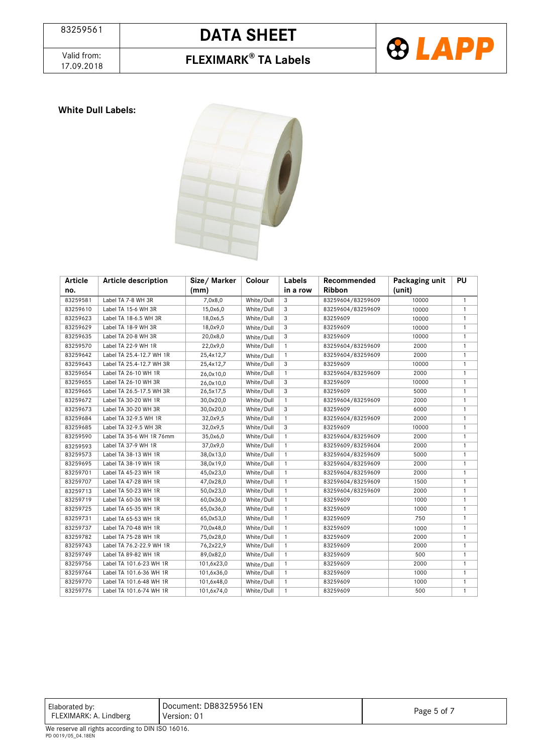**White Dull Labels:**

| Article no. | Article description | Size/ Marker (mm) | Colour | Labels in a row | Recommended Ribbon | Packaging unit (unit) | PU |
|---|---|---|---|---|---|---|---|
| 83259581 | Label TA 7-8 WH 3R | 7,0x8,0 | White/Dull | 3 | 83259604/83259609 | 10000 | 1 |
| 83259610 | Label TA 15-6 WH 3R | 15,0x6,0 | White/Dull | 3 | 83259604/83259609 | 10000 | 1 |
| 83259623 | Label TA 18-6.5 WH 3R | 18,0x6,5 | White/Dull | 3 | 83259609 | 10000 | 1 |
| 83259629 | Label TA 18-9 WH 3R | 18,0x9,0 | White/Dull | 3 | 83259609 | 10000 | 1 |
| 83259635 | Label TA 20-8 WH 3R | 20,0x8,0 | White/Dull | 3 | 83259609 | 10000 | 1 |
| 83259570 | Label TA 22-9 WH 1R | 22,0x9,0 | White/Dull | 1 | 83259604/83259609 | 2000 | 1 |
| 83259642 | Label TA 25.4-12.7 WH 1R | 25,4x12,7 | White/Dull | 1 | 83259604/83259609 | 2000 | 1 |
| 83259643 | Label TA 25.4-12.7 WH 3R | 25,4x12,7 | White/Dull | 3 | 83259609 | 10000 | 1 |
| 83259654 | Label TA 26-10 WH 1R | 26,0x10,0 | White/Dull | 1 | 83259604/83259609 | 2000 | 1 |
| 83259655 | Label TA 26-10 WH 3R | 26,0x10,0 | White/Dull | 3 | 83259609 | 10000 | 1 |
| 83259665 | Label TA 26.5-17.5 WH 3R | 26,5x17,5 | White/Dull | 3 | 83259609 | 5000 | 1 |
| 83259672 | Label TA 30-20 WH 1R | 30,0x20,0 | White/Dull | 1 | 83259604/83259609 | 2000 | 1 |
| 83259673 | Label TA 30-20 WH 3R | 30,0x20,0 | White/Dull | 3 | 83259609 | 6000 | 1 |
| 83259684 | Label TA 32-9.5 WH 1R | 32,0x9,5 | White/Dull | 1 | 83259604/83259609 | 2000 | 1 |
| 83259685 | Label TA 32-9.5 WH 3R | 32,0x9,5 | White/Dull | 3 | 83259609 | 10000 | 1 |
| 83259590 | Label TA 35-6 WH 1R 76mm | 35,0x6,0 | White/Dull | 1 | 83259604/83259609 | 2000 | 1 |
| 83259593 | Label TA 37-9 WH 1R | 37,0x9,0 | White/Dull | 1 | 83259609/83259604 | 2000 | 1 |
| 83259573 | Label TA 38-13 WH 1R | 38,0x13,0 | White/Dull | 1 | 83259604/83259609 | 5000 | 1 |
| 83259695 | Label TA 38-19 WH 1R | 38,0x19,0 | White/Dull | 1 | 83259604/83259609 | 2000 | 1 |
| 83259701 | Label TA 45-23 WH 1R | 45,0x23,0 | White/Dull | 1 | 83259604/83259609 | 2000 | 1 |
| 83259707 | Label TA 47-28 WH 1R | 47,0x28,0 | White/Dull | 1 | 83259604/83259609 | 1500 | 1 |
| 83259713 | Label TA 50-23 WH 1R | 50,0x23,0 | White/Dull | 1 | 83259604/83259609 | 2000 | 1 |
| 83259719 | Label TA 60-36 WH 1R | 60,0x36,0 | White/Dull | 1 | 83259609 | 1000 | 1 |
| 83259725 | Label TA 65-35 WH 1R | 65,0x36,0 | White/Dull | 1 | 83259609 | 1000 | 1 |
| 83259731 | Label TA 65-53 WH 1R | 65,0x53,0 | White/Dull | 1 | 83259609 | 750 | 1 |
| 83259737 | Label TA 70-48 WH 1R | 70,0x48,0 | White/Dull | 1 | 83259609 | 1000 | 1 |
| 83259782 | Label TA 75-28 WH 1R | 75,0x28,0 | White/Dull | 1 | 83259609 | 2000 | 1 |
| 83259743 | Label TA 76.2-22.9 WH 1R | 76,2x22,9 | White/Dull | 1 | 83259609 | 2000 | 1 |
| 83259749 | Label TA 89-82 WH 1R | 89,0x82,0 | White/Dull | 1 | 83259609 | 500 | 1 |
| 83259756 | Label TA 101.6-23 WH 1R | 101,6x23,0 | White/Dull | 1 | 83259609 | 2000 | 1 |
| 83259764 | Label TA 101.6-36 WH 1R | 101,6x36,0 | White/Dull | 1 | 83259609 | 1000 | 1 |
| 83259770 | Label TA 101.6-48 WH 1R | 101,6x48,0 | White/Dull | 1 | 83259609 | 1000 | 1 |
| 83259776 | Label TA 101.6-74 WH 1R | 101,6x74,0 | White/Dull | 1 | 83259609 | 500 | 1 |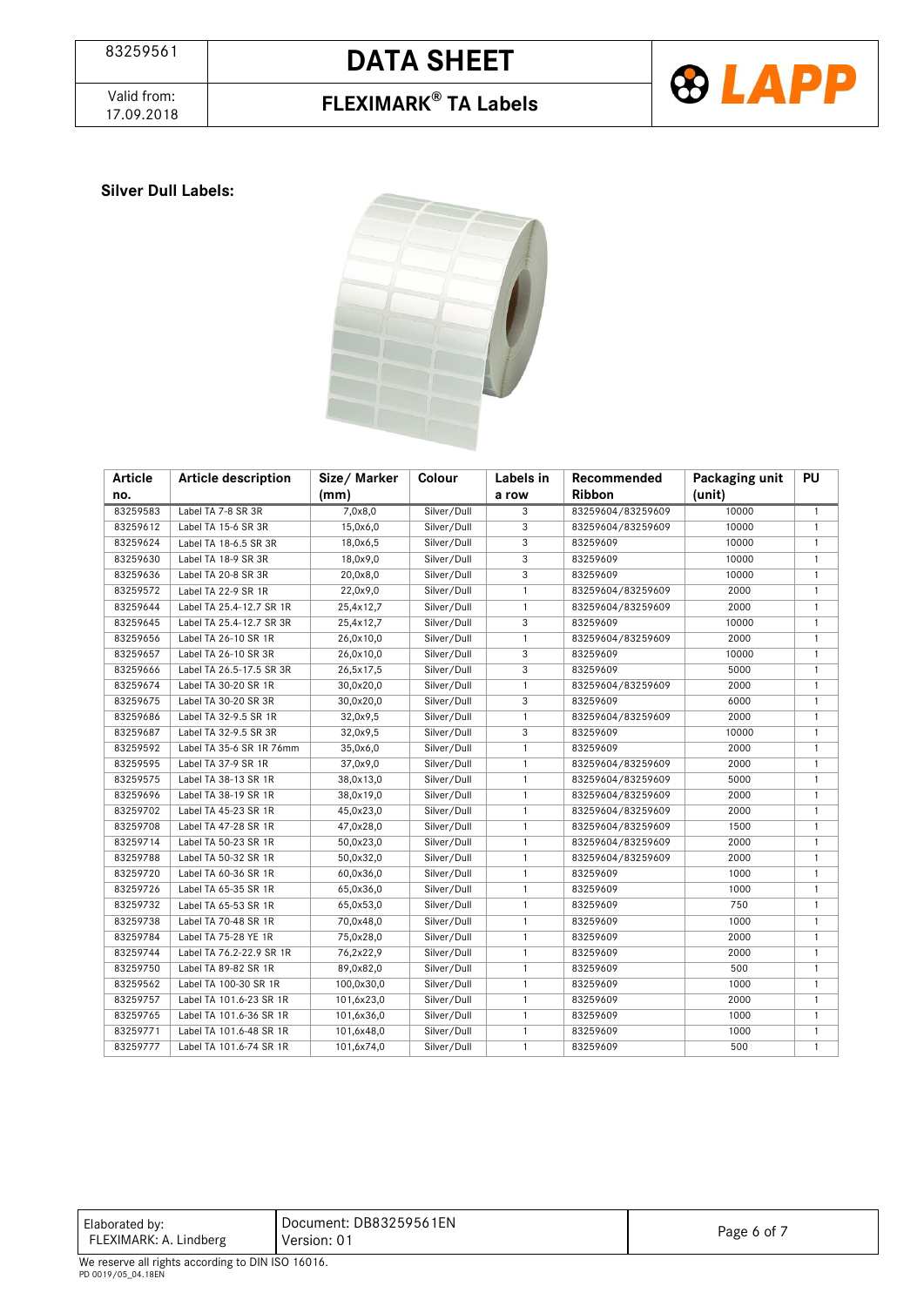**Silver Dull Labels:**

| Article no. | Article description | Size/ Marker (mm) | Colour | Labels in a row | Recommended Ribbon | Packaging unit (unit) | PU |
|---|---|---|---|---|---|---|---|
| 83259583 | Label TA 7-8 SR 3R | 7,0x8,0 | Silver/Dull | 3 | 83259604/83259609 | 10000 | 1 |
| 83259612 | Label TA 15-6 SR 3R | 15,0x6,0 | Silver/Dull | 3 | 83259604/83259609 | 10000 | 1 |
| 83259624 | Label TA 18-6.5 SR 3R | 18,0x6,5 | Silver/Dull | 3 | 83259609 | 10000 | 1 |
| 83259630 | Label TA 18-9 SR 3R | 18,0x9,0 | Silver/Dull | 3 | 83259609 | 10000 | 1 |
| 83259636 | Label TA 20-8 SR 3R | 20,0x8,0 | Silver/Dull | 3 | 83259609 | 10000 | 1 |
| 83259572 | Label TA 22-9 SR 1R | 22,0x9,0 | Silver/Dull | 1 | 83259604/83259609 | 2000 | 1 |
| 83259644 | Label TA 25.4-12.7 SR 1R | 25,4x12,7 | Silver/Dull | 1 | 83259604/83259609 | 2000 | 1 |
| 83259645 | Label TA 25.4-12.7 SR 3R | 25,4x12,7 | Silver/Dull | 3 | 83259609 | 10000 | 1 |
| 83259656 | Label TA 26-10 SR 1R | 26,0x10,0 | Silver/Dull | 1 | 83259604/83259609 | 2000 | 1 |
| 83259657 | Label TA 26-10 SR 3R | 26,0x10,0 | Silver/Dull | 3 | 83259609 | 10000 | 1 |
| 83259666 | Label TA 26.5-17.5 SR 3R | 26,5x17,5 | Silver/Dull | 3 | 83259609 | 5000 | 1 |
| 83259674 | Label TA 30-20 SR 1R | 30,0x20,0 | Silver/Dull | 1 | 83259604/83259609 | 2000 | 1 |
| 83259675 | Label TA 30-20 SR 3R | 30,0x20,0 | Silver/Dull | 3 | 83259609 | 6000 | 1 |
| 83259686 | Label TA 32-9.5 SR 1R | 32,0x9,5 | Silver/Dull | 1 | 83259604/83259609 | 2000 | 1 |
| 83259687 | Label TA 32-9.5 SR 3R | 32,0x9,5 | Silver/Dull | 3 | 83259609 | 10000 | 1 |
| 83259592 | Label TA 35-6 SR 1R 76mm | 35,0x6,0 | Silver/Dull | 1 | 83259609 | 2000 | 1 |
| 83259595 | Label TA 37-9 SR 1R | 37,0x9,0 | Silver/Dull | 1 | 83259604/83259609 | 2000 | 1 |
| 83259575 | Label TA 38-13 SR 1R | 38,0x13,0 | Silver/Dull | 1 | 83259604/83259609 | 5000 | 1 |
| 83259696 | Label TA 38-19 SR 1R | 38,0x19,0 | Silver/Dull | 1 | 83259604/83259609 | 2000 | 1 |
| 83259702 | Label TA 45-23 SR 1R | 45,0x23,0 | Silver/Dull | 1 | 83259604/83259609 | 2000 | 1 |
| 83259708 | Label TA 47-28 SR 1R | 47,0x28,0 | Silver/Dull | 1 | 83259604/83259609 | 1500 | 1 |
| 83259714 | Label TA 50-23 SR 1R | 50,0x23,0 | Silver/Dull | 1 | 83259604/83259609 | 2000 | 1 |
| 83259788 | Label TA 50-32 SR 1R | 50,0x32,0 | Silver/Dull | 1 | 83259604/83259609 | 2000 | 1 |
| 83259720 | Label TA 60-36 SR 1R | 60,0x36,0 | Silver/Dull | 1 | 83259609 | 1000 | 1 |
| 83259726 | Label TA 65-35 SR 1R | 65,0x36,0 | Silver/Dull | 1 | 83259609 | 1000 | 1 |
| 83259732 | Label TA 65-53 SR 1R | 65,0x53,0 | Silver/Dull | 1 | 83259609 | 750 | 1 |
| 83259738 | Label TA 70-48 SR 1R | 70,0x48,0 | Silver/Dull | 1 | 83259609 | 1000 | 1 |
| 83259784 | Label TA 75-28 YE 1R | 75,0x28,0 | Silver/Dull | 1 | 83259609 | 2000 | 1 |
| 83259744 | Label TA 76.2-22.9 SR 1R | 76,2x22,9 | Silver/Dull | 1 | 83259609 | 2000 | 1 |
| 83259750 | Label TA 89-82 SR 1R | 89,0x82,0 | Silver/Dull | 1 | 83259609 | 500 | 1 |
| 83259562 | Label TA 100-30 SR 1R | 100,0x30,0 | Silver/Dull | 1 | 83259609 | 1000 | 1 |
| 83259757 | Label TA 101.6-23 SR 1R | 101,6x23,0 | Silver/Dull | 1 | 83259609 | 2000 | 1 |
| 83259765 | Label TA 101.6-36 SR 1R | 101,6x36,0 | Silver/Dull | 1 | 83259609 | 1000 | 1 |
| 83259771 | Label TA 101.6-48 SR 1R | 101,6x48,0 | Silver/Dull | 1 | 83259609 | 1000 | 1 |
| 83259777 | Label TA 101.6-74 SR 1R | 101,6x74,0 | Silver/Dull | 1 | 83259609 | 500 | 1 |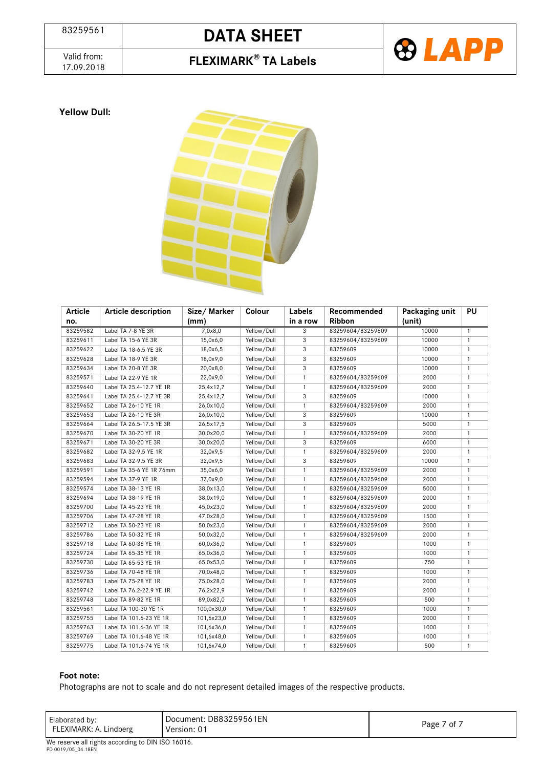**Yellow Dull:**

| Article no. | Article description | Size/ Marker (mm) | Colour | Labels in a row | Recommended Ribbon | Packaging unit (unit) | PU |
|---|---|---|---|---|---|---|---|
| 83259582 | Label TA 7-8 YE 3R | 7,0x8,0 | Yellow/Dull | 3 | 83259604/83259609 | 10000 | 1 |
| 83259611 | Label TA 15-6 YE 3R | 15,0x6,0 | Yellow/Dull | 3 | 83259604/83259609 | 10000 | 1 |
| 83259622 | Label TA 18-6.5 YE 3R | 18,0x6,5 | Yellow/Dull | 3 | 83259609 | 10000 | 1 |
| 83259628 | Label TA 18-9 YE 3R | 18,0x9,0 | Yellow/Dull | 3 | 83259609 | 10000 | 1 |
| 83259634 | Label TA 20-8 YE 3R | 20,0x8,0 | Yellow/Dull | 3 | 83259609 | 10000 | 1 |
| 83259571 | Label TA 22-9 YE 1R | 22,0x9,0 | Yellow/Dull | 1 | 83259604/83259609 | 2000 | 1 |
| 83259640 | Label TA 25.4-12.7 YE 1R | 25,4x12,7 | Yellow/Dull | 1 | 83259604/83259609 | 2000 | 1 |
| 83259641 | Label TA 25.4-12.7 YE 3R | 25,4x12,7 | Yellow/Dull | 3 | 83259609 | 10000 | 1 |
| 83259652 | Label TA 26-10 YE 1R | 26,0x10,0 | Yellow/Dull | 1 | 83259604/83259609 | 2000 | 1 |
| 83259653 | Label TA 26-10 YE 3R | 26,0x10,0 | Yellow/Dull | 3 | 83259609 | 10000 | 1 |
| 83259664 | Label TA 26.5-17.5 YE 3R | 26,5x17,5 | Yellow/Dull | 3 | 83259609 | 5000 | 1 |
| 83259670 | Label TA 30-20 YE 1R | 30,0x20,0 | Yellow/Dull | 1 | 83259604/83259609 | 2000 | 1 |
| 83259671 | Label TA 30-20 YE 3R | 30,0x20,0 | Yellow/Dull | 3 | 83259609 | 6000 | 1 |
| 83259682 | Label TA 32-9.5 YE 1R | 32,0x9,5 | Yellow/Dull | 1 | 83259604/83259609 | 2000 | 1 |
| 83259683 | Label TA 32-9.5 YE 3R | 32,0x9,5 | Yellow/Dull | 3 | 83259609 | 10000 | 1 |
| 83259591 | Label TA 35-6 YE 1R 76mm | 35,0x6,0 | Yellow/Dull | 1 | 83259604/83259609 | 2000 | 1 |
| 83259594 | Label TA 37-9 YE 1R | 37,0x9,0 | Yellow/Dull | 1 | 83259604/83259609 | 2000 | 1 |
| 83259574 | Label TA 38-13 YE 1R | 38,0x13,0 | Yellow/Dull | 1 | 83259604/83259609 | 5000 | 1 |
| 83259694 | Label TA 38-19 YE 1R | 38,0x19,0 | Yellow/Dull | 1 | 83259604/83259609 | 2000 | 1 |
| 83259700 | Label TA 45-23 YE 1R | 45,0x23,0 | Yellow/Dull | 1 | 83259604/83259609 | 2000 | 1 |
| 83259706 | Label TA 47-28 YE 1R | 47,0x28,0 | Yellow/Dull | 1 | 83259604/83259609 | 1500 | 1 |
| 83259712 | Label TA 50-23 YE 1R | 50,0x23,0 | Yellow/Dull | 1 | 83259604/83259609 | 2000 | 1 |
| 83259786 | Label TA 50-32 YE 1R | 50,0x32,0 | Yellow/Dull | 1 | 83259604/83259609 | 2000 | 1 |
| 83259718 | Label TA 60-36 YE 1R | 60,0x36,0 | Yellow/Dull | 1 | 83259609 | 1000 | 1 |
| 83259724 | Label TA 65-35 YE 1R | 65,0x36,0 | Yellow/Dull | 1 | 83259609 | 1000 | 1 |
| 83259730 | Label TA 65-53 YE 1R | 65,0x53,0 | Yellow/Dull | 1 | 83259609 | 750 | 1 |
| 83259736 | Label TA 70-48 YE 1R | 70,0x48,0 | Yellow/Dull | 1 | 83259609 | 1000 | 1 |
| 83259783 | Label TA 75-28 YE 1R | 75,0x28,0 | Yellow/Dull | 1 | 83259609 | 2000 | 1 |
| 83259742 | Label TA 76.2-22.9 YE 1R | 76,2x22,9 | Yellow/Dull | 1 | 83259609 | 2000 | 1 |
| 83259748 | Label TA 89-82 YE 1R | 89,0x82,0 | Yellow/Dull | 1 | 83259609 | 500 | 1 |
| 83259561 | Label TA 100-30 YE 1R | 100,0x30,0 | Yellow/Dull | 1 | 83259609 | 1000 | 1 |
| 83259755 | Label TA 101.6-23 YE 1R | 101,6x23,0 | Yellow/Dull | 1 | 83259609 | 2000 | 1 |
| 83259763 | Label TA 101.6-36 YE 1R | 101,6x36,0 | Yellow/Dull | 1 | 83259609 | 1000 | 1 |
| 83259769 | Label TA 101.6-48 YE 1R | 101,6x48,0 | Yellow/Dull | 1 | 83259609 | 1000 | 1 |
| 83259775 | Label TA 101.6-74 YE 1R | 101,6x74,0 | Yellow/Dull | 1 | 83259609 | 500 | 1 |

**Foot note:**

Photographs are not to scale and do not represent detailed images of the respective products.

| | | |
|---|---|---|
| Elaborated by: FLEXIMARK: A. Lindberg | Document: DB83259561EN Version: 01 | |

We reserve all rights according to DIN ISO 16016.

PD 0019/05_04.18EN